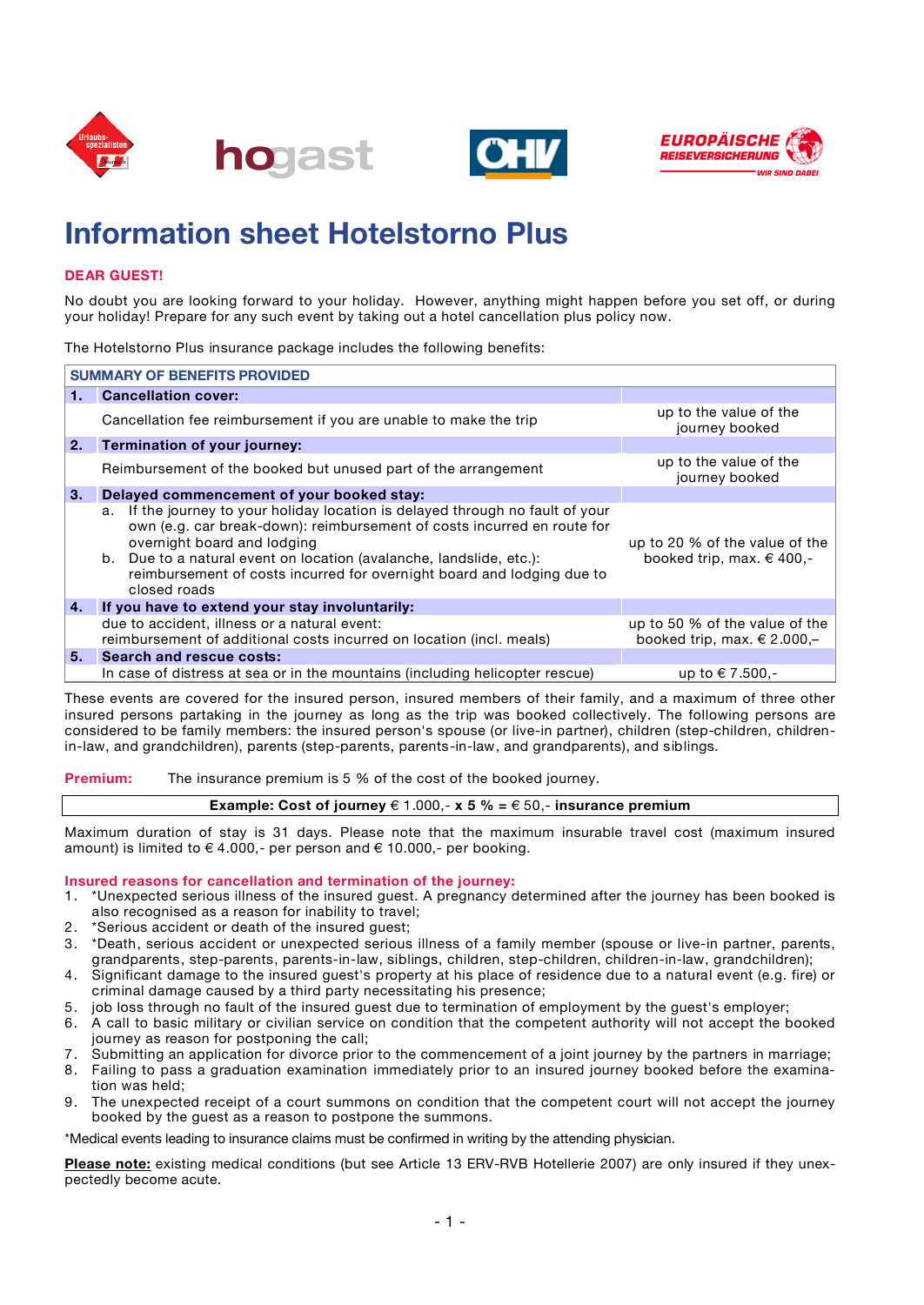# Information sheet Hotelstorno Plus

**DEAR GUEST!**

No doubt you are looking forward to your holiday. However, anything might happen before you set off, or during your holiday! Prepare for any such event by taking out a hotel cancellation plus policy now.

The Hotelstorno Plus insurance package includes the following benefits:

| SUMMARY OF BENEFITS PROVIDED | | |
|---|---|---|
| **1.** | **Cancellation cover:** | |
| | Cancellation fee reimbursement if you are unable to make the trip | up to the value of the journey booked |
| **2.** | **Termination of your journey:** | |
| | Reimbursement of the booked but unused part of the arrangement | up to the value of the journey booked |
| **3.** | **Delayed commencement of your booked stay:** | |
| | a. If the journey to your holiday location is delayed through no fault of your own (e.g. car break-down): reimbursement of costs incurred en route for overnight board and lodging<br>b. Due to a natural event on location (avalanche, landslide, etc.): reimbursement of costs incurred for overnight board and lodging due to closed roads | up to 20 % of the value of the booked trip, max. € 400,- |
| **4.** | **If you have to extend your stay involuntarily:** | |
| | due to accident, illness or a natural event: reimbursement of additional costs incurred on location (incl. meals) | up to 50 % of the value of the booked trip, max. € 2.000,– |
| **5.** | **Search and rescue costs:** | |
| | In case of distress at sea or in the mountains (including helicopter rescue) | up to € 7.500,- |

These events are covered for the insured person, insured members of their family, and a maximum of three other insured persons partaking in the journey as long as the trip was booked collectively. The following persons are considered to be family members: the insured person's spouse (or live-in partner), children (step-children, children-in-law, and grandchildren), parents (step-parents, parents-in-law, and grandparents), and siblings.

**Premium:** The insurance premium is 5 % of the cost of the booked journey.

| **Example: Cost of journey** € 1.000,- **x 5 % =** € 50,- **insurance premium** |
|---|

Maximum duration of stay is 31 days. Please note that the maximum insurable travel cost (maximum insured amount) is limited to € 4.000,- per person and € 10.000,- per booking.

**Insured reasons for cancellation and termination of the journey:**

1. *Unexpected serious illness of the insured guest. A pregnancy determined after the journey has been booked is also recognised as a reason for inability to travel;
2. *Serious accident or death of the insured guest;
3. *Death, serious accident or unexpected serious illness of a family member (spouse or live-in partner, parents, grandparents, step-parents, parents-in-law, siblings, children, step-children, children-in-law, grandchildren);
4. Significant damage to the insured guest's property at his place of residence due to a natural event (e.g. fire) or criminal damage caused by a third party necessitating his presence;
5. job loss through no fault of the insured guest due to termination of employment by the guest's employer;
6. A call to basic military or civilian service on condition that the competent authority will not accept the booked journey as reason for postponing the call;
7. Submitting an application for divorce prior to the commencement of a joint journey by the partners in marriage;
8. Failing to pass a graduation examination immediately prior to an insured journey booked before the examination was held;
9. The unexpected receipt of a court summons on condition that the competent court will not accept the journey booked by the guest as a reason to postpone the summons.

*Medical events leading to insurance claims must be confirmed in writing by the attending physician.

**Please note:** existing medical conditions (but see Article 13 ERV-RVB Hotellerie 2007) are only insured if they unexpectedly become acute.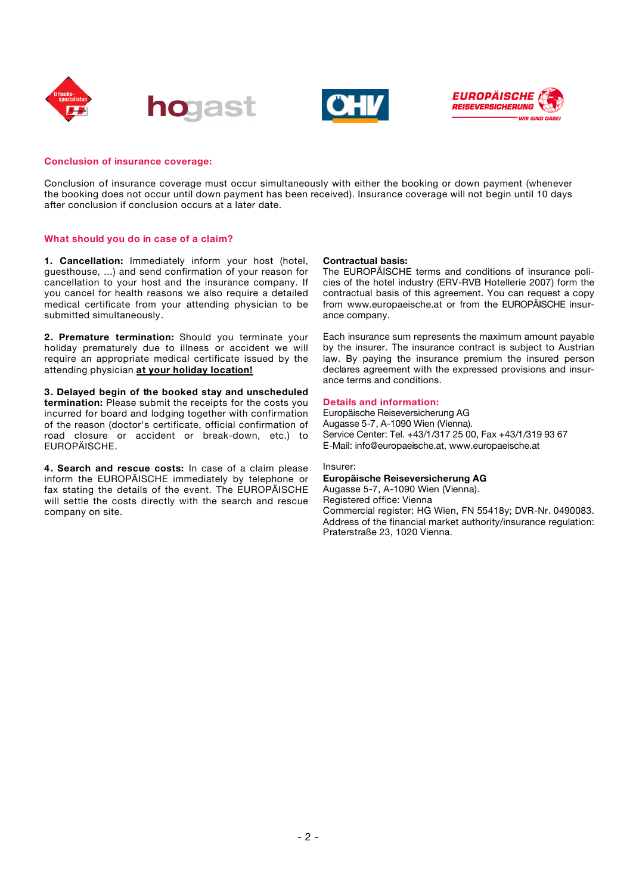## Conclusion of insurance coverage:

Conclusion of insurance coverage must occur simultaneously with either the booking or down payment (whenever the booking does not occur until down payment has been received). Insurance coverage will not begin until 10 days after conclusion if conclusion occurs at a later date.

## What should you do in case of a claim?

**1. Cancellation:** Immediately inform your host (hotel, guesthouse, ...) and send confirmation of your reason for cancellation to your host and the insurance company. If you cancel for health reasons we also require a detailed medical certificate from your attending physician to be submitted simultaneously.

**2. Premature termination:** Should you terminate your holiday prematurely due to illness or accident we will require an appropriate medical certificate issued by the attending physician **at your holiday location!**

**3. Delayed begin of the booked stay and unscheduled termination:** Please submit the receipts for the costs you incurred for board and lodging together with confirmation of the reason (doctor's certificate, official confirmation of road closure or accident or break-down, etc.) to EUROPÄISCHE.

**4. Search and rescue costs:** In case of a claim please inform the EUROPÄISCHE immediately by telephone or fax stating the details of the event. The EUROPÄISCHE will settle the costs directly with the search and rescue company on site.

**Contractual basis:**
The EUROPÄISCHE terms and conditions of insurance policies of the hotel industry (ERV-RVB Hotellerie 2007) form the contractual basis of this agreement. You can request a copy from www.europaeische.at or from the EUROPÄISCHE insurance company.

Each insurance sum represents the maximum amount payable by the insurer. The insurance contract is subject to Austrian law. By paying the insurance premium the insured person declares agreement with the expressed provisions and insurance terms and conditions.

## Details and information:

Europäische Reiseversicherung AG
Augasse 5-7, A-1090 Wien (Vienna).
Service Center: Tel. +43/1/317 25 00, Fax +43/1/319 93 67
E-Mail: info@europaeische.at, www.europaeische.at

Insurer:
**Europäische Reiseversicherung AG**
Augasse 5-7, A-1090 Wien (Vienna).
Registered office: Vienna
Commercial register: HG Wien, FN 55418y; DVR-Nr. 0490083.
Address of the financial market authority/insurance regulation: Praterstraße 23, 1020 Vienna.